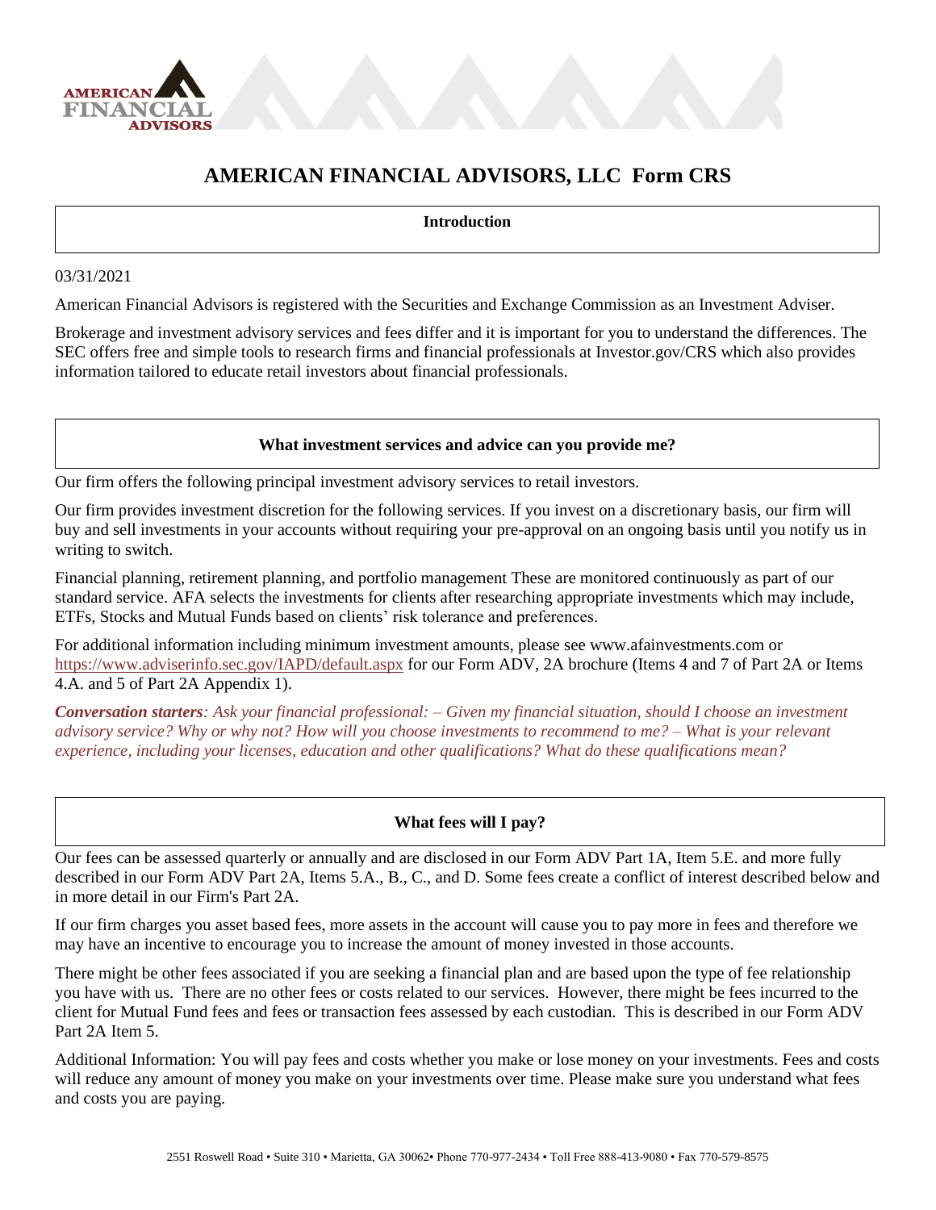# AMERICAN FINANCIAL ADVISORS, LLC Form CRS

## Introduction

03/31/2021

American Financial Advisors is registered with the Securities and Exchange Commission as an Investment Adviser.

Brokerage and investment advisory services and fees differ and it is important for you to understand the differences. The SEC offers free and simple tools to research firms and financial professionals at Investor.gov/CRS which also provides information tailored to educate retail investors about financial professionals.

## What investment services and advice can you provide me?

Our firm offers the following principal investment advisory services to retail investors.

Our firm provides investment discretion for the following services. If you invest on a discretionary basis, our firm will buy and sell investments in your accounts without requiring your pre-approval on an ongoing basis until you notify us in writing to switch.

Financial planning, retirement planning, and portfolio management These are monitored continuously as part of our standard service. AFA selects the investments for clients after researching appropriate investments which may include, ETFs, Stocks and Mutual Funds based on clients' risk tolerance and preferences.

For additional information including minimum investment amounts, please see www.afainvestments.com or https://www.adviserinfo.sec.gov/IAPD/default.aspx for our Form ADV, 2A brochure (Items 4 and 7 of Part 2A or Items 4.A. and 5 of Part 2A Appendix 1).

***Conversation starters**: Ask your financial professional: – Given my financial situation, should I choose an investment advisory service? Why or why not? How will you choose investments to recommend to me? – What is your relevant experience, including your licenses, education and other qualifications? What do these qualifications mean?*

## What fees will I pay?

Our fees can be assessed quarterly or annually and are disclosed in our Form ADV Part 1A, Item 5.E. and more fully described in our Form ADV Part 2A, Items 5.A., B., C., and D. Some fees create a conflict of interest described below and in more detail in our Firm's Part 2A.

If our firm charges you asset based fees, more assets in the account will cause you to pay more in fees and therefore we may have an incentive to encourage you to increase the amount of money invested in those accounts.

There might be other fees associated if you are seeking a financial plan and are based upon the type of fee relationship you have with us. There are no other fees or costs related to our services. However, there might be fees incurred to the client for Mutual Fund fees and fees or transaction fees assessed by each custodian. This is described in our Form ADV Part 2A Item 5.

Additional Information: You will pay fees and costs whether you make or lose money on your investments. Fees and costs will reduce any amount of money you make on your investments over time. Please make sure you understand what fees and costs you are paying.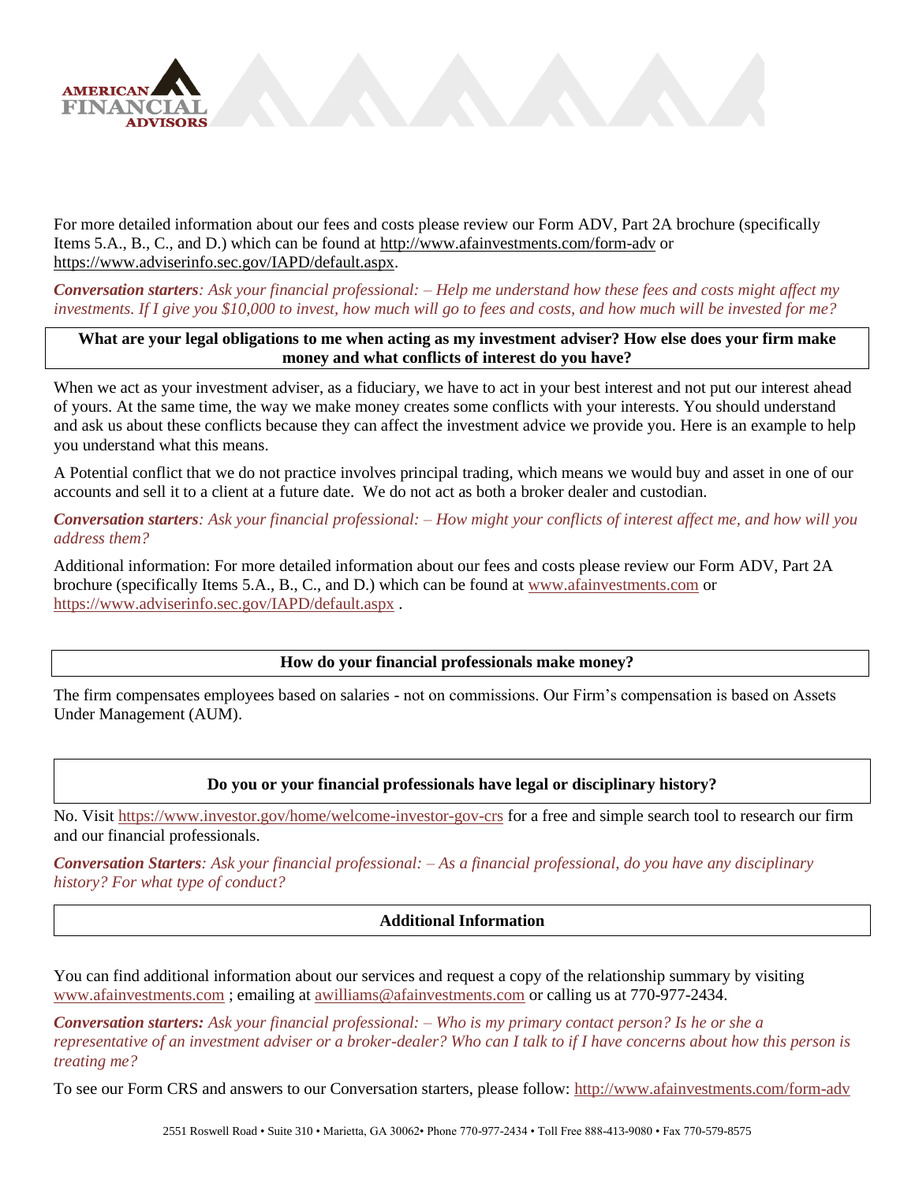For more detailed information about our fees and costs please review our Form ADV, Part 2A brochure (specifically Items 5.A., B., C., and D.) which can be found at http://www.afainvestments.com/form-adv or https://www.adviserinfo.sec.gov/IAPD/default.aspx.

***Conversation starters**: Ask your financial professional: – Help me understand how these fees and costs might affect my investments. If I give you $10,000 to invest, how much will go to fees and costs, and how much will be invested for me?*

## What are your legal obligations to me when acting as my investment adviser? How else does your firm make money and what conflicts of interest do you have?

When we act as your investment adviser, as a fiduciary, we have to act in your best interest and not put our interest ahead of yours. At the same time, the way we make money creates some conflicts with your interests. You should understand and ask us about these conflicts because they can affect the investment advice we provide you. Here is an example to help you understand what this means.

A Potential conflict that we do not practice involves principal trading, which means we would buy and asset in one of our accounts and sell it to a client at a future date. We do not act as both a broker dealer and custodian.

***Conversation starters**: Ask your financial professional: – How might your conflicts of interest affect me, and how will you address them?*

Additional information: For more detailed information about our fees and costs please review our Form ADV, Part 2A brochure (specifically Items 5.A., B., C., and D.) which can be found at www.afainvestments.com or https://www.adviserinfo.sec.gov/IAPD/default.aspx .

## How do your financial professionals make money?

The firm compensates employees based on salaries - not on commissions. Our Firm's compensation is based on Assets Under Management (AUM).

## Do you or your financial professionals have legal or disciplinary history?

No. Visit https://www.investor.gov/home/welcome-investor-gov-crs for a free and simple search tool to research our firm and our financial professionals.

***Conversation Starters**: Ask your financial professional: – As a financial professional, do you have any disciplinary history? For what type of conduct?*

## Additional Information

You can find additional information about our services and request a copy of the relationship summary by visiting www.afainvestments.com ; emailing at awilliams@afainvestments.com or calling us at 770-977-2434.

***Conversation starters:** Ask your financial professional: – Who is my primary contact person? Is he or she a representative of an investment adviser or a broker-dealer? Who can I talk to if I have concerns about how this person is treating me?*

To see our Form CRS and answers to our Conversation starters, please follow: http://www.afainvestments.com/form-adv